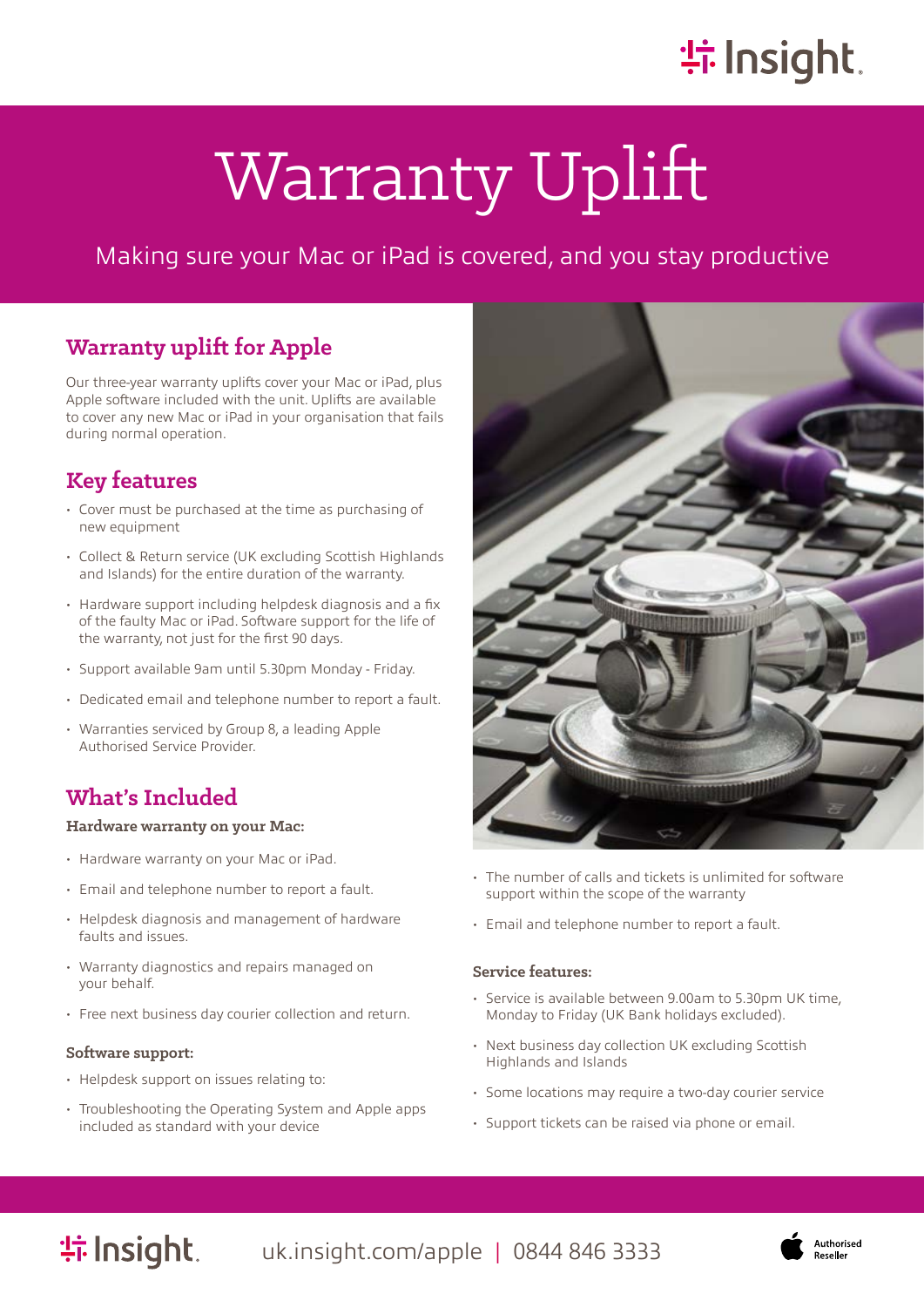# Warranty Uplift

Making sure your Mac or iPad is covered, and you stay productive

## Warranty uplift for Apple

Our three-year warranty uplifts cover your Mac or iPad, plus Apple software included with the unit. Uplifts are available to cover any new Mac or iPad in your organisation that fails during normal operation.

## Key features

- Cover must be purchased at the time as purchasing of new equipment
- Collect & Return service (UK excluding Scottish Highlands and Islands) for the entire duration of the warranty.
- Hardware support including helpdesk diagnosis and a fix of the faulty Mac or iPad. Software support for the life of the warranty, not just for the first 90 days.
- Support available 9am until 5.30pm Monday - Friday.
- Dedicated email and telephone number to report a fault.
- Warranties serviced by Group 8, a leading Apple Authorised Service Provider.

## What's Included

### Hardware warranty on your Mac:

- Hardware warranty on your Mac or iPad.
- Email and telephone number to report a fault.
- Helpdesk diagnosis and management of hardware faults and issues.
- Warranty diagnostics and repairs managed on your behalf.
- Free next business day courier collection and return.

### Software support:

- Helpdesk support on issues relating to:
- Troubleshooting the Operating System and Apple apps included as standard with your device
- The number of calls and tickets is unlimited for software support within the scope of the warranty
- Email and telephone number to report a fault.

### Service features:

- Service is available between 9.00am to 5.30pm UK time, Monday to Friday (UK Bank holidays excluded).
- Next business day collection UK excluding Scottish Highlands and Islands
- Some locations may require a two-day courier service
- Support tickets can be raised via phone or email.

Insight. uk.insight.com/apple | 0844 846 3333

Authorised Reseller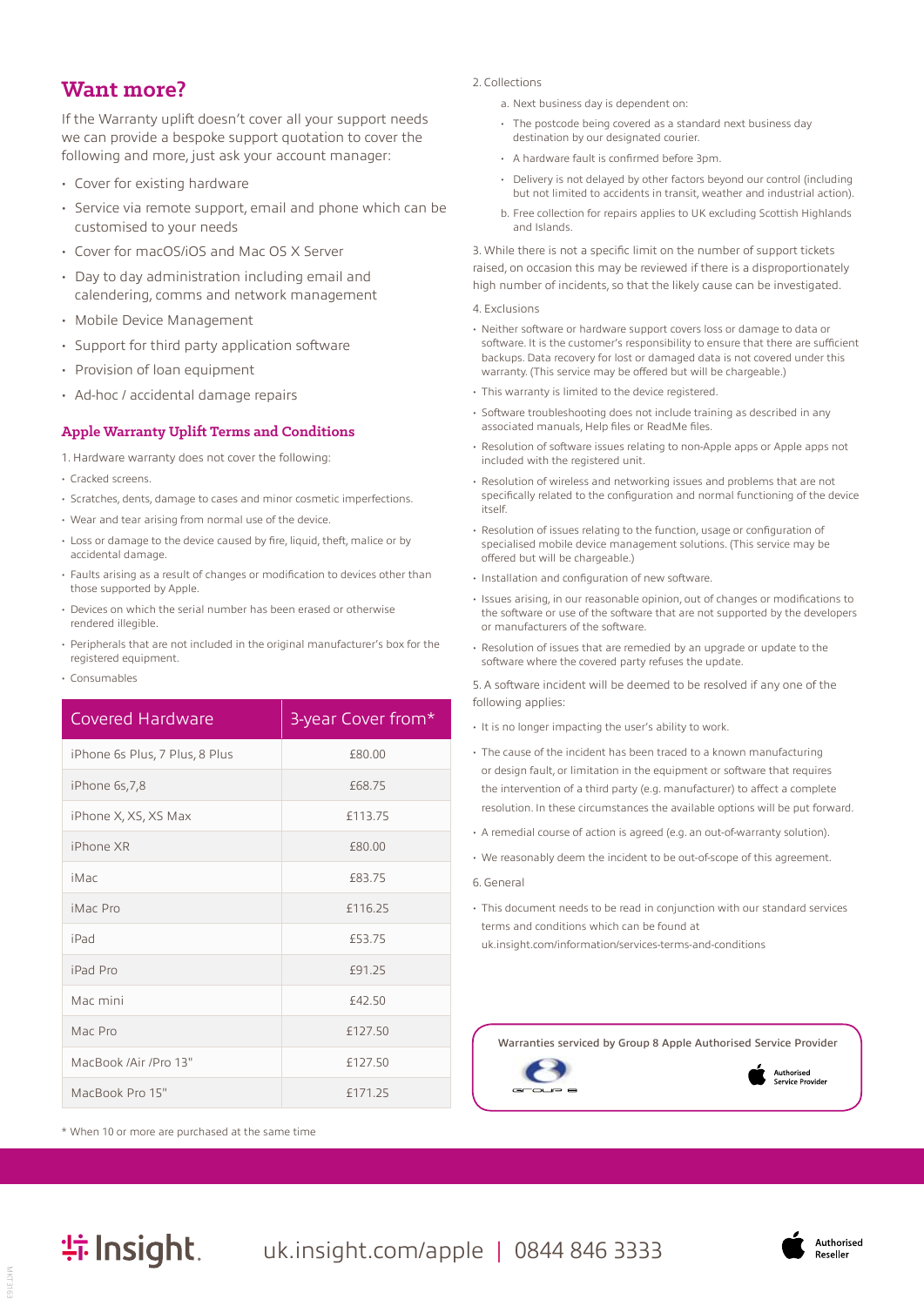## Want more?

If the Warranty uplift doesn't cover all your support needs we can provide a bespoke support quotation to cover the following and more, just ask your account manager:

- Cover for existing hardware
- Service via remote support, email and phone which can be customised to your needs
- Cover for macOS/iOS and Mac OS X Server
- Day to day administration including email and calendering, comms and network management
- Mobile Device Management
- Support for third party application software
- Provision of loan equipment
- Ad-hoc / accidental damage repairs

### Apple Warranty Uplift Terms and Conditions

1. Hardware warranty does not cover the following:

- Cracked screens.
- Scratches, dents, damage to cases and minor cosmetic imperfections.
- Wear and tear arising from normal use of the device.
- Loss or damage to the device caused by fire, liquid, theft, malice or by accidental damage.
- Faults arising as a result of changes or modification to devices other than those supported by Apple.
- Devices on which the serial number has been erased or otherwise rendered illegible.
- Peripherals that are not included in the original manufacturer's box for the registered equipment.
- Consumables

| Covered Hardware | 3-year Cover from* |
|---|---|
| iPhone 6s Plus, 7 Plus, 8 Plus | £80.00 |
| iPhone 6s,7,8 | £68.75 |
| iPhone X, XS, XS Max | £113.75 |
| iPhone XR | £80.00 |
| iMac | £83.75 |
| iMac Pro | £116.25 |
| iPad | £53.75 |
| iPad Pro | £91.25 |
| Mac mini | £42.50 |
| Mac Pro | £127.50 |
| MacBook /Air /Pro 13" | £127.50 |
| MacBook Pro 15" | £171.25 |

\* When 10 or more are purchased at the same time

2. Collections

   a. Next business day is dependent on:

   - The postcode being covered as a standard next business day destination by our designated courier.
   - A hardware fault is confirmed before 3pm.
   - Delivery is not delayed by other factors beyond our control (including but not limited to accidents in transit, weather and industrial action).

   b. Free collection for repairs applies to UK excluding Scottish Highlands and Islands.

3. While there is not a specific limit on the number of support tickets raised, on occasion this may be reviewed if there is a disproportionately high number of incidents, so that the likely cause can be investigated.

4. Exclusions

- Neither software or hardware support covers loss or damage to data or software. It is the customer's responsibility to ensure that there are sufficient backups. Data recovery for lost or damaged data is not covered under this warranty. (This service may be offered but will be chargeable.)
- This warranty is limited to the device registered.
- Software troubleshooting does not include training as described in any associated manuals, Help files or ReadMe files.
- Resolution of software issues relating to non-Apple apps or Apple apps not included with the registered unit.
- Resolution of wireless and networking issues and problems that are not specifically related to the configuration and normal functioning of the device itself.
- Resolution of issues relating to the function, usage or configuration of specialised mobile device management solutions. (This service may be offered but will be chargeable.)
- Installation and configuration of new software.
- Issues arising, in our reasonable opinion, out of changes or modifications to the software or use of the software that are not supported by the developers or manufacturers of the software.
- Resolution of issues that are remedied by an upgrade or update to the software where the covered party refuses the update.

5. A software incident will be deemed to be resolved if any one of the following applies:

- It is no longer impacting the user's ability to work.
- The cause of the incident has been traced to a known manufacturing or design fault, or limitation in the equipment or software that requires the intervention of a third party (e.g. manufacturer) to affect a complete resolution. In these circumstances the available options will be put forward.
- A remedial course of action is agreed (e.g. an out-of-warranty solution).
- We reasonably deem the incident to be out-of-scope of this agreement.

6. General

- This document needs to be read in conjunction with our standard services terms and conditions which can be found at uk.insight.com/information/services-terms-and-conditions

Warranties serviced by Group 8 Apple Authorised Service Provider

Group 8 — Authorised Service Provider

Insight. uk.insight.com/apple | 0844 846 3333

Authorised Reseller